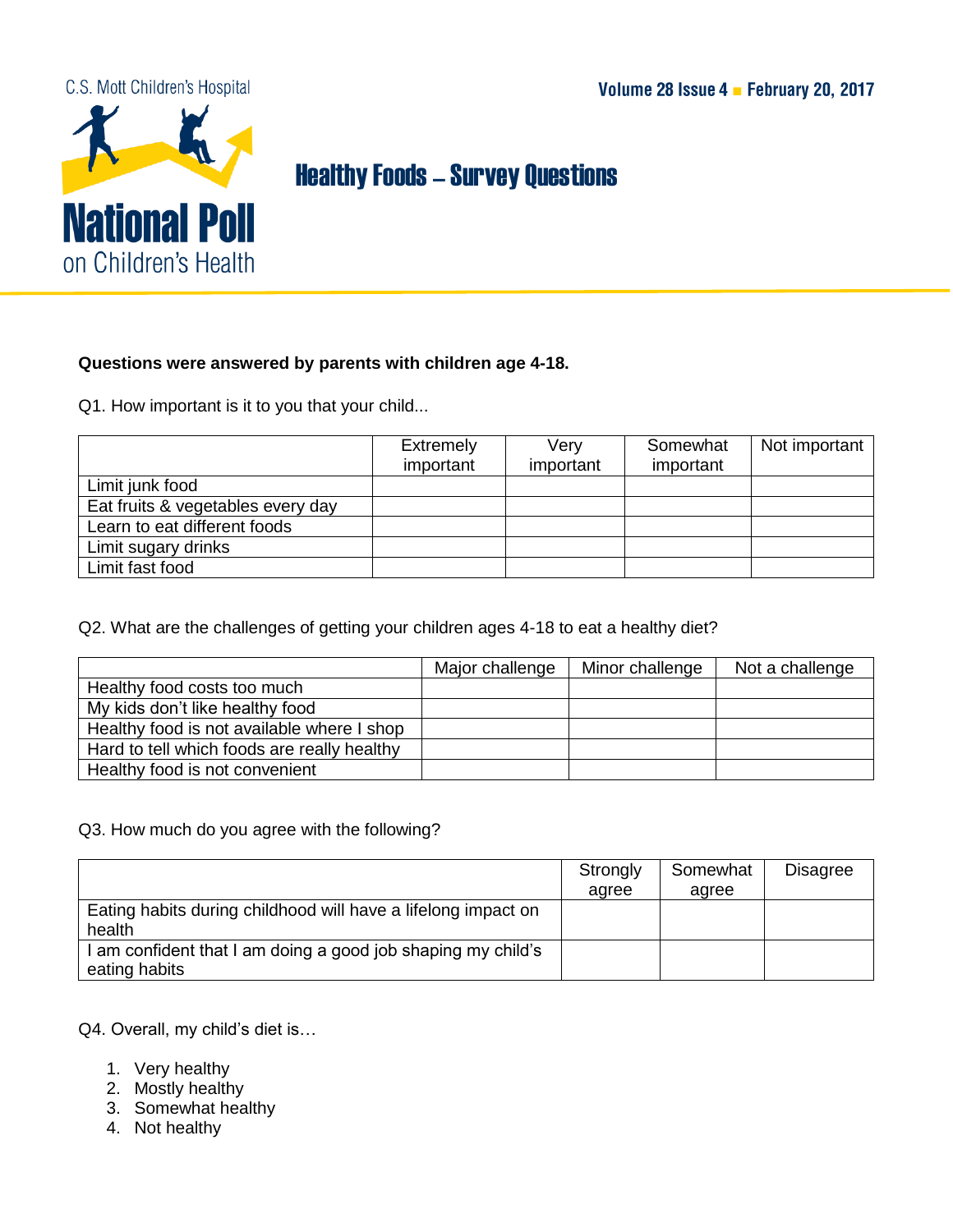C.S. Mott Children's Hospital

**National Poll on Children's Health**

Volume 28 Issue 4 ■ February 20, 2017

# Healthy Foods – Survey Questions

**Questions were answered by parents with children age 4-18.**

Q1. How important is it to you that your child...

| | Extremely important | Very important | Somewhat important | Not important |
|---|---|---|---|---|
| Limit junk food | | | | |
| Eat fruits & vegetables every day | | | | |
| Learn to eat different foods | | | | |
| Limit sugary drinks | | | | |
| Limit fast food | | | | |

Q2. What are the challenges of getting your children ages 4-18 to eat a healthy diet?

| | Major challenge | Minor challenge | Not a challenge |
|---|---|---|---|
| Healthy food costs too much | | | |
| My kids don't like healthy food | | | |
| Healthy food is not available where I shop | | | |
| Hard to tell which foods are really healthy | | | |
| Healthy food is not convenient | | | |

Q3. How much do you agree with the following?

| | Strongly agree | Somewhat agree | Disagree |
|---|---|---|---|
| Eating habits during childhood will have a lifelong impact on health | | | |
| I am confident that I am doing a good job shaping my child's eating habits | | | |

Q4. Overall, my child's diet is…

1. Very healthy
2. Mostly healthy
3. Somewhat healthy
4. Not healthy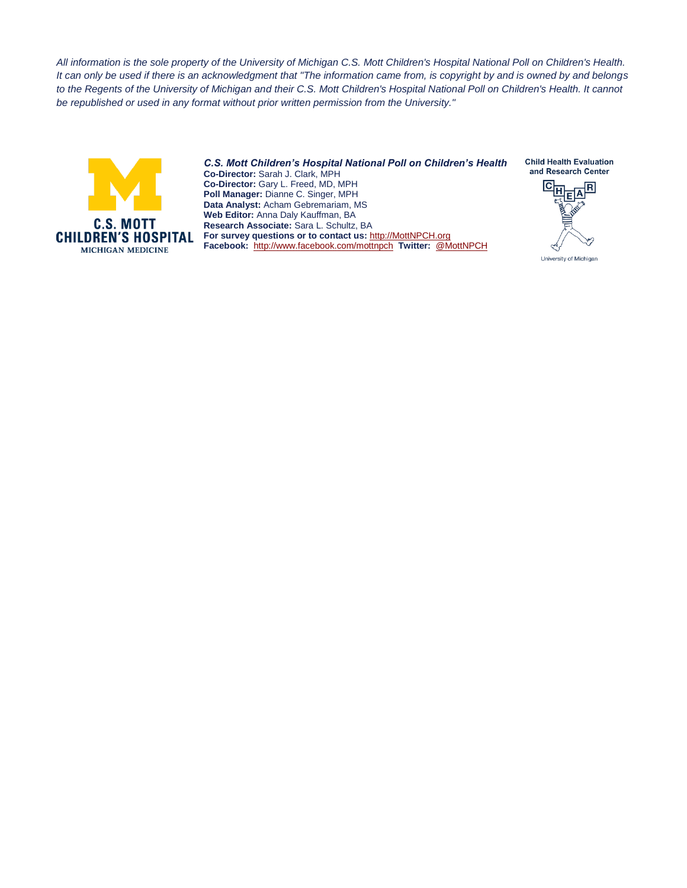*All information is the sole property of the University of Michigan C.S. Mott Children's Hospital National Poll on Children's Health. It can only be used if there is an acknowledgment that "The information came from, is copyright by and is owned by and belongs to the Regents of the University of Michigan and their C.S. Mott Children's Hospital National Poll on Children's Health. It cannot be republished or used in any format without prior written permission from the University."*

C.S. MOTT CHILDREN'S HOSPITAL
MICHIGAN MEDICINE

***C.S. Mott Children's Hospital National Poll on Children's Health***
**Co-Director:** Sarah J. Clark, MPH
**Co-Director:** Gary L. Freed, MD, MPH
**Poll Manager:** Dianne C. Singer, MPH
**Data Analyst:** Acham Gebremariam, MS
**Web Editor:** Anna Daly Kauffman, BA
**Research Associate:** Sara L. Schultz, BA
**For survey questions or to contact us:** http://MottNPCH.org
**Facebook:** http://www.facebook.com/mottnpch **Twitter:** @MottNPCH

**Child Health Evaluation and Research Center**
CHEAR
University of Michigan